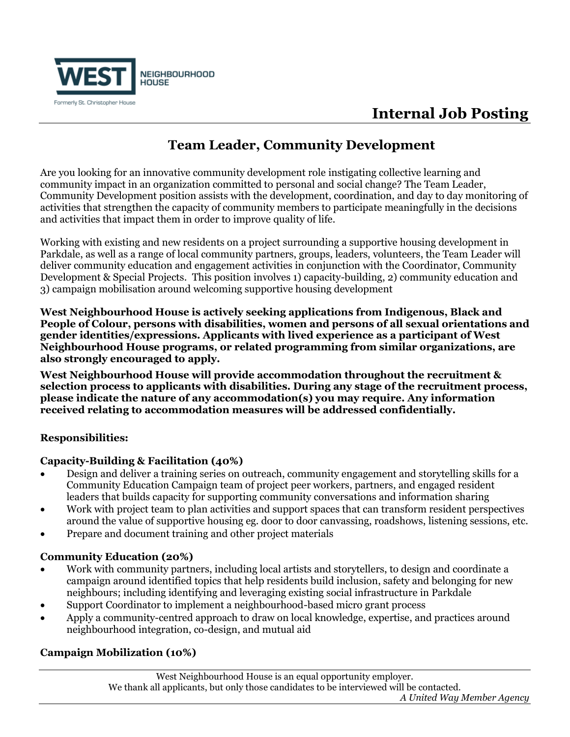WEST NEIGHBOURHOOD HOUSE

Formerly St. Christopher House

# Internal Job Posting

## Team Leader, Community Development

Are you looking for an innovative community development role instigating collective learning and community impact in an organization committed to personal and social change? The Team Leader, Community Development position assists with the development, coordination, and day to day monitoring of activities that strengthen the capacity of community members to participate meaningfully in the decisions and activities that impact them in order to improve quality of life.

Working with existing and new residents on a project surrounding a supportive housing development in Parkdale, as well as a range of local community partners, groups, leaders, volunteers, the Team Leader will deliver community education and engagement activities in conjunction with the Coordinator, Community Development & Special Projects. This position involves 1) capacity-building, 2) community education and 3) campaign mobilisation around welcoming supportive housing development

**West Neighbourhood House is actively seeking applications from Indigenous, Black and People of Colour, persons with disabilities, women and persons of all sexual orientations and gender identities/expressions. Applicants with lived experience as a participant of West Neighbourhood House programs, or related programming from similar organizations, are also strongly encouraged to apply.**

**West Neighbourhood House will provide accommodation throughout the recruitment & selection process to applicants with disabilities. During any stage of the recruitment process, please indicate the nature of any accommodation(s) you may require. Any information received relating to accommodation measures will be addressed confidentially.**

**Responsibilities:**

**Capacity-Building & Facilitation (40%)**

- Design and deliver a training series on outreach, community engagement and storytelling skills for a Community Education Campaign team of project peer workers, partners, and engaged resident leaders that builds capacity for supporting community conversations and information sharing
- Work with project team to plan activities and support spaces that can transform resident perspectives around the value of supportive housing eg. door to door canvassing, roadshows, listening sessions, etc.
- Prepare and document training and other project materials

**Community Education (20%)**

- Work with community partners, including local artists and storytellers, to design and coordinate a campaign around identified topics that help residents build inclusion, safety and belonging for new neighbours; including identifying and leveraging existing social infrastructure in Parkdale
- Support Coordinator to implement a neighbourhood-based micro grant process
- Apply a community-centred approach to draw on local knowledge, expertise, and practices around neighbourhood integration, co-design, and mutual aid

**Campaign Mobilization (10%)**

West Neighbourhood House is an equal opportunity employer.
We thank all applicants, but only those candidates to be interviewed will be contacted.
*A United Way Member Agency*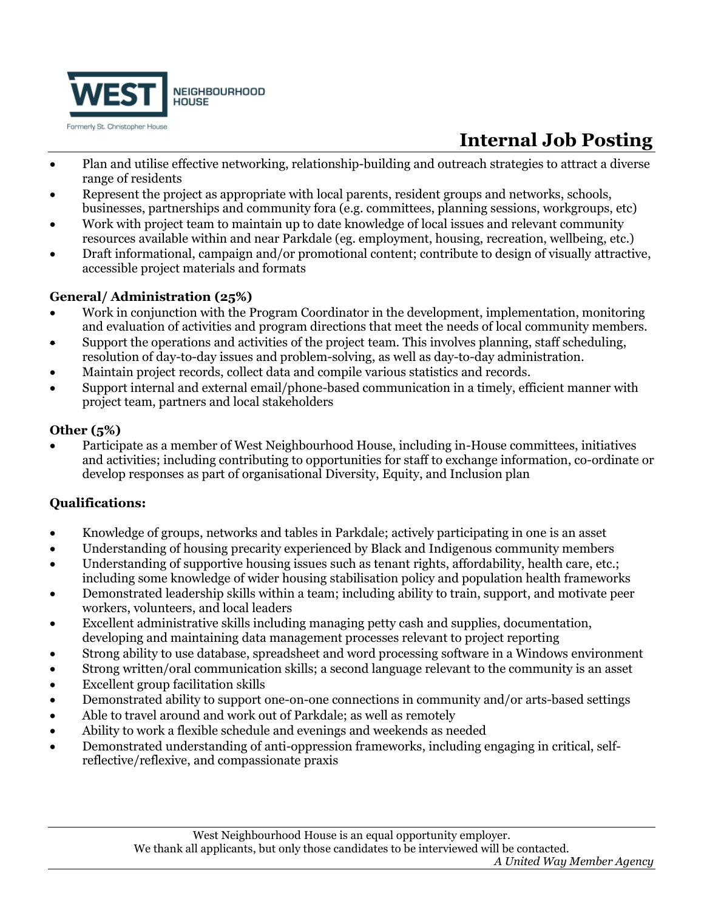- Plan and utilise effective networking, relationship-building and outreach strategies to attract a diverse range of residents
- Represent the project as appropriate with local parents, resident groups and networks, schools, businesses, partnerships and community fora (e.g. committees, planning sessions, workgroups, etc)
- Work with project team to maintain up to date knowledge of local issues and relevant community resources available within and near Parkdale (eg. employment, housing, recreation, wellbeing, etc.)
- Draft informational, campaign and/or promotional content; contribute to design of visually attractive, accessible project materials and formats

**General/ Administration (25%)**

- Work in conjunction with the Program Coordinator in the development, implementation, monitoring and evaluation of activities and program directions that meet the needs of local community members.
- Support the operations and activities of the project team. This involves planning, staff scheduling, resolution of day-to-day issues and problem-solving, as well as day-to-day administration.
- Maintain project records, collect data and compile various statistics and records.
- Support internal and external email/phone-based communication in a timely, efficient manner with project team, partners and local stakeholders

**Other (5%)**

- Participate as a member of West Neighbourhood House, including in-House committees, initiatives and activities; including contributing to opportunities for staff to exchange information, co-ordinate or develop responses as part of organisational Diversity, Equity, and Inclusion plan

**Qualifications:**

- Knowledge of groups, networks and tables in Parkdale; actively participating in one is an asset
- Understanding of housing precarity experienced by Black and Indigenous community members
- Understanding of supportive housing issues such as tenant rights, affordability, health care, etc.; including some knowledge of wider housing stabilisation policy and population health frameworks
- Demonstrated leadership skills within a team; including ability to train, support, and motivate peer workers, volunteers, and local leaders
- Excellent administrative skills including managing petty cash and supplies, documentation, developing and maintaining data management processes relevant to project reporting
- Strong ability to use database, spreadsheet and word processing software in a Windows environment
- Strong written/oral communication skills; a second language relevant to the community is an asset
- Excellent group facilitation skills
- Demonstrated ability to support one-on-one connections in community and/or arts-based settings
- Able to travel around and work out of Parkdale; as well as remotely
- Ability to work a flexible schedule and evenings and weekends as needed
- Demonstrated understanding of anti-oppression frameworks, including engaging in critical, self-reflective/reflexive, and compassionate praxis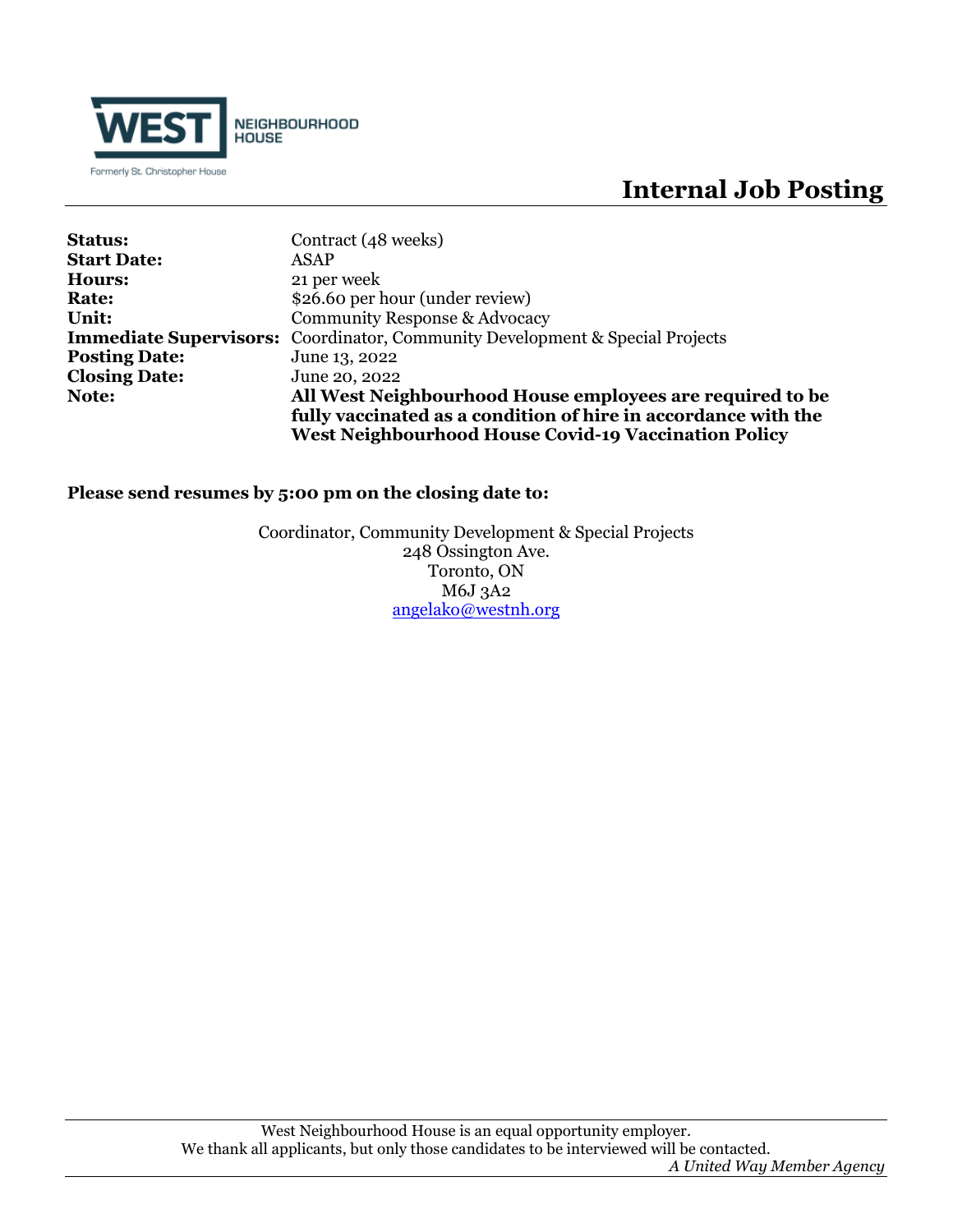WEST NEIGHBOURHOOD HOUSE

Formerly St. Christopher House

# Internal Job Posting

| | |
|---|---|
| **Status:** | Contract (48 weeks) |
| **Start Date:** | ASAP |
| **Hours:** | 21 per week |
| **Rate:** | $26.60 per hour (under review) |
| **Unit:** | Community Response & Advocacy |
| **Immediate Supervisors:** | Coordinator, Community Development & Special Projects |
| **Posting Date:** | June 13, 2022 |
| **Closing Date:** | June 20, 2022 |
| **Note:** | **All West Neighbourhood House employees are required to be fully vaccinated as a condition of hire in accordance with the West Neighbourhood House Covid-19 Vaccination Policy** |

**Please send resumes by 5:00 pm on the closing date to:**

Coordinator, Community Development & Special Projects
248 Ossington Ave.
Toronto, ON
M6J 3A2
angelako@westnh.org

West Neighbourhood House is an equal opportunity employer.
We thank all applicants, but only those candidates to be interviewed will be contacted.
*A United Way Member Agency*